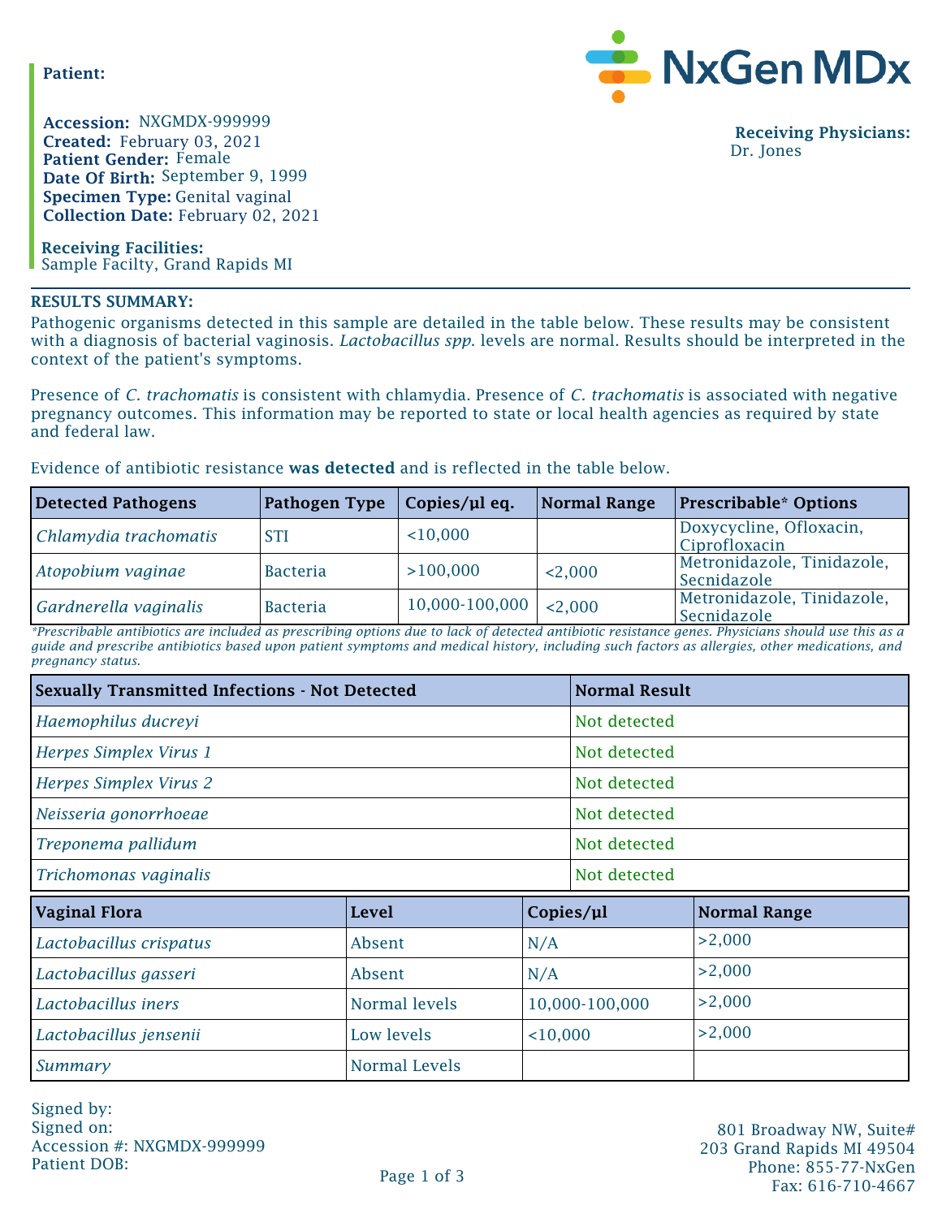NxGen MDx

**Patient:**

**Accession:** NXGMDX-999999
**Created:** February 03, 2021
**Patient Gender:** Female
**Date Of Birth:** September 9, 1999
**Specimen Type:** Genital vaginal
**Collection Date:** February 02, 2021

**Receiving Facilities:**
Sample Facilty, Grand Rapids MI

**Receiving Physicians:**
Dr. Jones

**RESULTS SUMMARY:**

Pathogenic organisms detected in this sample are detailed in the table below. These results may be consistent with a diagnosis of bacterial vaginosis. *Lactobacillus spp.* levels are normal. Results should be interpreted in the context of the patient's symptoms.

Presence of *C. trachomatis* is consistent with chlamydia. Presence of *C. trachomatis* is associated with negative pregnancy outcomes. This information may be reported to state or local health agencies as required by state and federal law.

Evidence of antibiotic resistance **was detected** and is reflected in the table below.

| Detected Pathogens | Pathogen Type | Copies/µl eq. | Normal Range | Prescribable* Options |
|---|---|---|---|---|
| *Chlamydia trachomatis* | STI | <10,000 | | Doxycycline, Ofloxacin, Ciprofloxacin |
| *Atopobium vaginae* | Bacteria | >100,000 | <2,000 | Metronidazole, Tinidazole, Secnidazole |
| *Gardnerella vaginalis* | Bacteria | 10,000-100,000 | <2,000 | Metronidazole, Tinidazole, Secnidazole |

*\*Prescribable antibiotics are included as prescribing options due to lack of detected antibiotic resistance genes. Physicians should use this as a guide and prescribe antibiotics based upon patient symptoms and medical history, including such factors as allergies, other medications, and pregnancy status.*

| Sexually Transmitted Infections - Not Detected | Normal Result |
|---|---|
| *Haemophilus ducreyi* | Not detected |
| *Herpes Simplex Virus 1* | Not detected |
| *Herpes Simplex Virus 2* | Not detected |
| *Neisseria gonorrhoeae* | Not detected |
| *Treponema pallidum* | Not detected |
| *Trichomonas vaginalis* | Not detected |

| Vaginal Flora | Level | Copies/µl | Normal Range |
|---|---|---|---|
| *Lactobacillus crispatus* | Absent | N/A | >2,000 |
| *Lactobacillus gasseri* | Absent | N/A | >2,000 |
| *Lactobacillus iners* | Normal levels | 10,000-100,000 | >2,000 |
| *Lactobacillus jensenii* | Low levels | <10,000 | >2,000 |
| *Summary* | Normal Levels | | |

Signed by:
Signed on:
Accession #: NXGMDX-999999
Patient DOB:

801 Broadway NW, Suite#
203 Grand Rapids MI 49504
Phone: 855-77-NxGen
Fax: 616-710-4667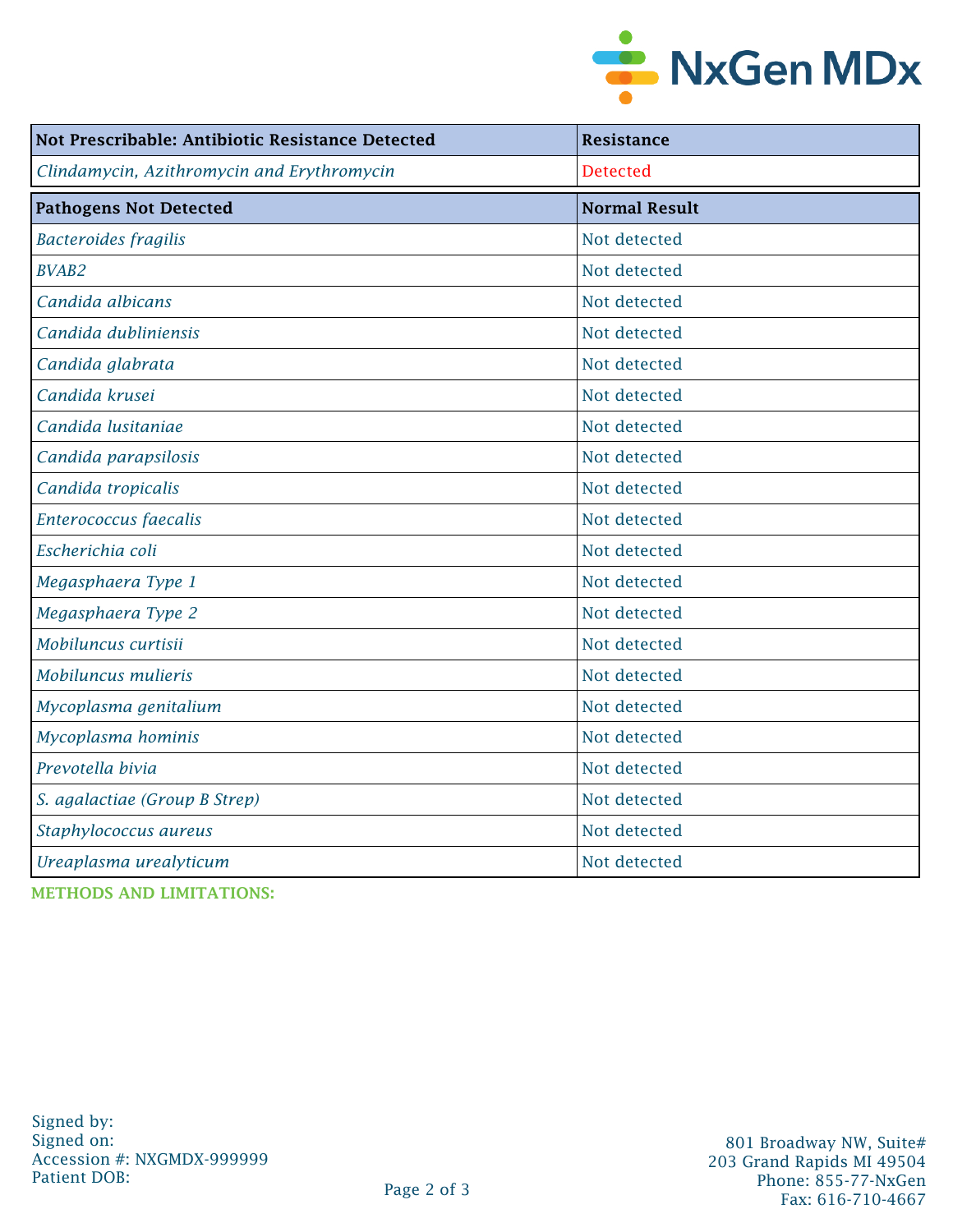| Not Prescribable: Antibiotic Resistance Detected | Resistance |
|---|---|
| *Clindamycin, Azithromycin and Erythromycin* | Detected |

| Pathogens Not Detected | Normal Result |
|---|---|
| *Bacteroides fragilis* | Not detected |
| *BVAB2* | Not detected |
| *Candida albicans* | Not detected |
| *Candida dubliniensis* | Not detected |
| *Candida glabrata* | Not detected |
| *Candida krusei* | Not detected |
| *Candida lusitaniae* | Not detected |
| *Candida parapsilosis* | Not detected |
| *Candida tropicalis* | Not detected |
| *Enterococcus faecalis* | Not detected |
| *Escherichia coli* | Not detected |
| *Megasphaera Type 1* | Not detected |
| *Megasphaera Type 2* | Not detected |
| *Mobiluncus curtisii* | Not detected |
| *Mobiluncus mulieris* | Not detected |
| *Mycoplasma genitalium* | Not detected |
| *Mycoplasma hominis* | Not detected |
| *Prevotella bivia* | Not detected |
| *S. agalactiae (Group B Strep)* | Not detected |
| *Staphylococcus aureus* | Not detected |
| *Ureaplasma urealyticum* | Not detected |

**METHODS AND LIMITATIONS:**

Signed by:
Signed on:
Accession #: NXGMDX-999999
Patient DOB:

801 Broadway NW, Suite#
203 Grand Rapids MI 49504
Phone: 855-77-NxGen
Fax: 616-710-4667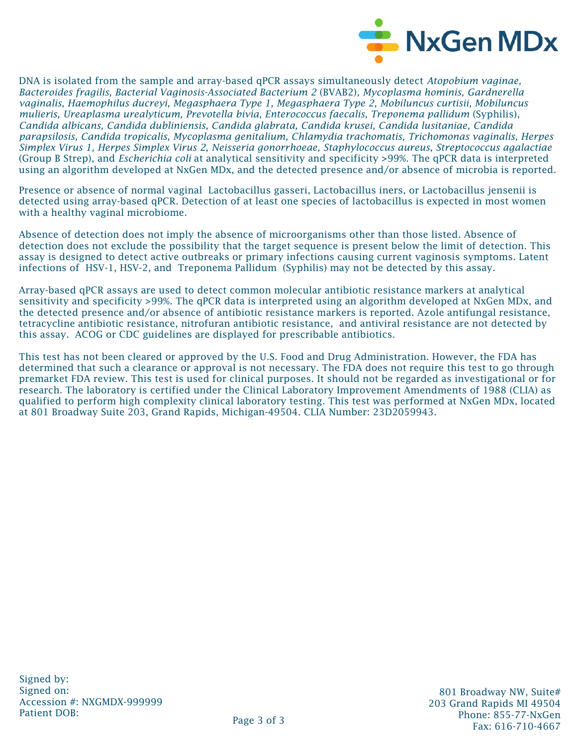DNA is isolated from the sample and array-based qPCR assays simultaneously detect *Atopobium vaginae, Bacteroides fragilis, Bacterial Vaginosis-Associated Bacterium 2* (BVAB2), *Mycoplasma hominis, Gardnerella vaginalis, Haemophilus ducreyi, Megasphaera Type 1, Megasphaera Type 2, Mobiluncus curtisii, Mobiluncus mulieris, Ureaplasma urealyticum, Prevotella bivia, Enterococcus faecalis, Treponema pallidum* (Syphilis), *Candida albicans, Candida dubliniensis, Candida glabrata, Candida krusei, Candida lusitaniae, Candida parapsilosis, Candida tropicalis, Mycoplasma genitalium, Chlamydia trachomatis, Trichomonas vaginalis, Herpes Simplex Virus 1, Herpes Simplex Virus 2, Neisseria gonorrhoeae, Staphylococcus aureus, Streptococcus agalactiae* (Group B Strep), and *Escherichia coli* at analytical sensitivity and specificity >99%. The qPCR data is interpreted using an algorithm developed at NxGen MDx, and the detected presence and/or absence of microbia is reported.

Presence or absence of normal vaginal Lactobacillus gasseri, Lactobacillus iners, or Lactobacillus jensenii is detected using array-based qPCR. Detection of at least one species of lactobacillus is expected in most women with a healthy vaginal microbiome.

Absence of detection does not imply the absence of microorganisms other than those listed. Absence of detection does not exclude the possibility that the target sequence is present below the limit of detection. This assay is designed to detect active outbreaks or primary infections causing current vaginosis symptoms. Latent infections of HSV-1, HSV-2, and Treponema Pallidum (Syphilis) may not be detected by this assay.

Array-based qPCR assays are used to detect common molecular antibiotic resistance markers at analytical sensitivity and specificity >99%. The qPCR data is interpreted using an algorithm developed at NxGen MDx, and the detected presence and/or absence of antibiotic resistance markers is reported. Azole antifungal resistance, tetracycline antibiotic resistance, nitrofuran antibiotic resistance, and antiviral resistance are not detected by this assay. ACOG or CDC guidelines are displayed for prescribable antibiotics.

This test has not been cleared or approved by the U.S. Food and Drug Administration. However, the FDA has determined that such a clearance or approval is not necessary. The FDA does not require this test to go through premarket FDA review. This test is used for clinical purposes. It should not be regarded as investigational or for research. The laboratory is certified under the Clinical Laboratory Improvement Amendments of 1988 (CLIA) as qualified to perform high complexity clinical laboratory testing. This test was performed at NxGen MDx, located at 801 Broadway Suite 203, Grand Rapids, Michigan-49504. CLIA Number: 23D2059943.

Signed by:
Signed on:
Accession #: NXGMDX-999999
Patient DOB:

801 Broadway NW, Suite#
203 Grand Rapids MI 49504
Phone: 855-77-NxGen
Fax: 616-710-4667